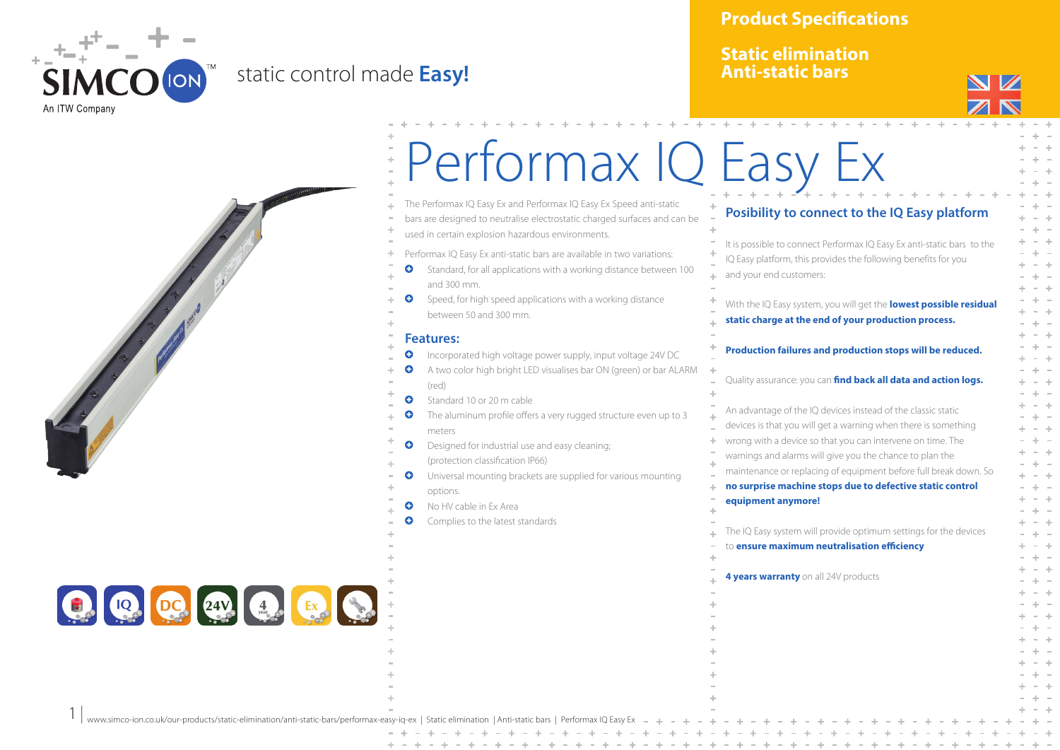SIMCO ION

An ITW Company

static control made **Easy!**

**Product Specifications**

**Static elimination**
**Anti-static bars**

# Performax IQ Easy Ex

The Performax IQ Easy Ex and Performax IQ Easy Ex Speed anti-static bars are designed to neutralise electrostatic charged surfaces and can be used in certain explosion hazardous environments.

Performax IQ Easy Ex anti-static bars are available in two variations:

- Standard, for all applications with a working distance between 100 and 300 mm.
- Speed, for high speed applications with a working distance between 50 and 300 mm.

## Features:

- Incorporated high voltage power supply, input voltage 24V DC
- A two color high bright LED visualises bar ON (green) or bar ALARM (red)
- Standard 10 or 20 m cable
- The aluminum profile offers a very rugged structure even up to 3 meters
- Designed for industrial use and easy cleaning; (protection classification IP66)
- Universal mounting brackets are supplied for various mounting options.
- No HV cable in Ex Area
- Complies to the latest standards

## Posibility to connect to the IQ Easy platform

It is possible to connect Performax IQ Easy Ex anti-static bars to the IQ Easy platform, this provides the following benefits for you and your end customers:

With the IQ Easy system, you will get the **lowest possible residual static charge at the end of your production process.**

**Production failures and production stops will be reduced.**

Quality assurance: you can **find back all data and action logs.**

An advantage of the IQ devices instead of the classic static devices is that you will get a warning when there is something wrong with a device so that you can intervene on time. The warnings and alarms will give you the chance to plan the maintenance or replacing of equipment before full break down. So **no surprise machine stops due to defective static control equipment anymore!**

The IQ Easy system will provide optimum settings for the devices to **ensure maximum neutralisation efficiency**

**4 years warranty** on all 24V products

www.simco-ion.co.uk/our-products/static-elimination/anti-static-bars/performax-easy-iq-ex | Static elimination | Anti-static bars | Performax IQ Easy Ex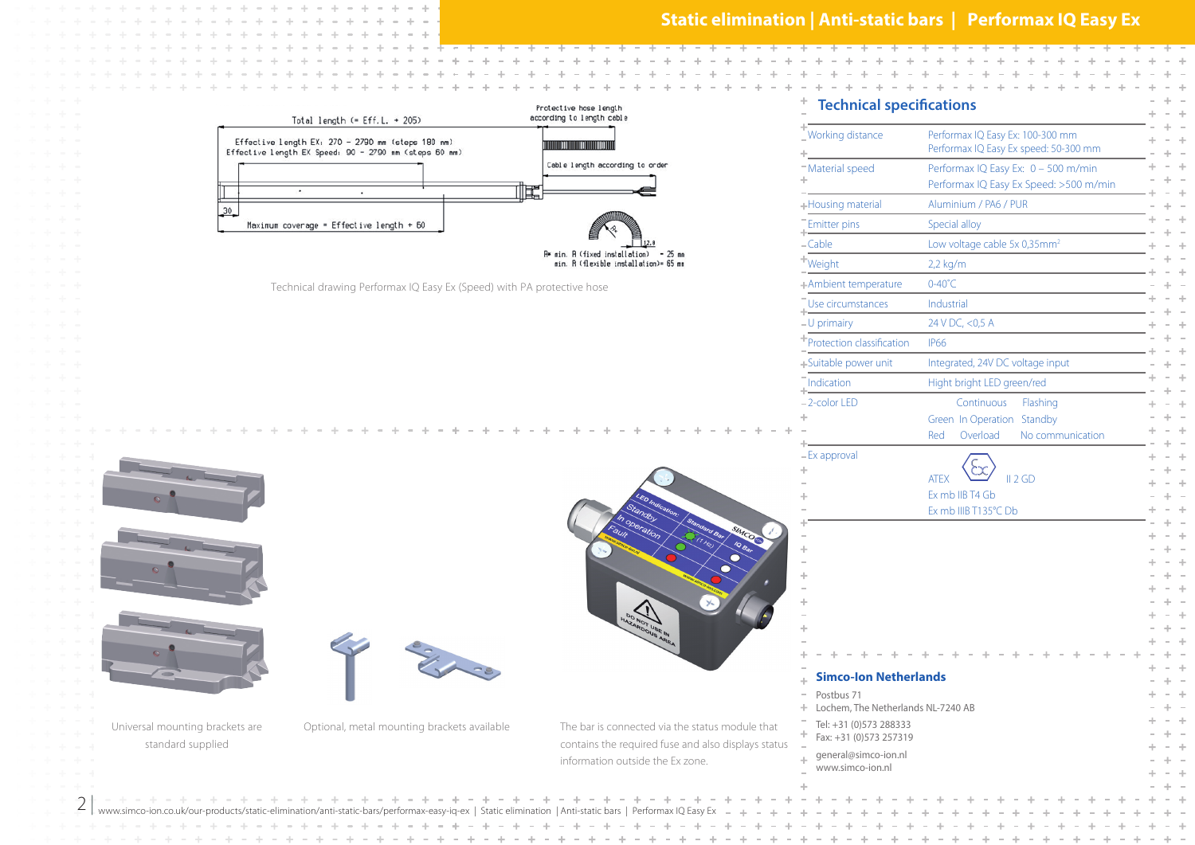Total length (= Eff. L. + 205)

Effective length EX: 270 - 2790 mm (steps 180 mm)
Effective length EX Speed: 90 - 2790 mm (steps 60 mm)

Protective hose length according to length cable

Cable length according to order

30

Maximum coverage = Effective length + 60

R= min. R (fixed installation) = 25 mm
min. R (flexible installation)= 65 mm

12.8

Technical drawing Performax IQ Easy Ex (Speed) with PA protective hose

## Technical specifications

| | |
|---|---|
| Working distance | Performax IQ Easy Ex: 100-300 mm<br>Performax IQ Easy Ex speed: 50-300 mm |
| Material speed | Performax IQ Easy Ex: 0 – 500 m/min<br>Performax IQ Easy Ex Speed: >500 m/min |
| Housing material | Aluminium / PA6 / PUR |
| Emitter pins | Special alloy |
| Cable | Low voltage cable 5x 0,35mm² |
| Weight | 2,2 kg/m |
| Ambient temperature | 0-40°C |
| Use circumstances | Industrial |
| U primairy | 24 V DC, <0,5 A |
| Protection classification | IP66 |
| Suitable power unit | Integrated, 24V DC voltage input |
| Indication | Hight bright LED green/red |
| 2-color LED | Continuous / Flashing<br>Green: In Operation / Standby<br>Red: Overload / No communication |
| Ex approval | ATEX II 2 GD<br>Ex mb IIB T4 Gb<br>Ex mb IIIB T135°C Db |

Universal mounting brackets are standard supplied

Optional, metal mounting brackets available

The bar is connected via the status module that contains the required fuse and also displays status information outside the Ex zone.

### Simco-Ion Netherlands

Postbus 71
Lochem, The Netherlands NL-7240 AB

Tel: +31 (0)573 288333
Fax: +31 (0)573 257319

general@simco-ion.nl
www.simco-ion.nl